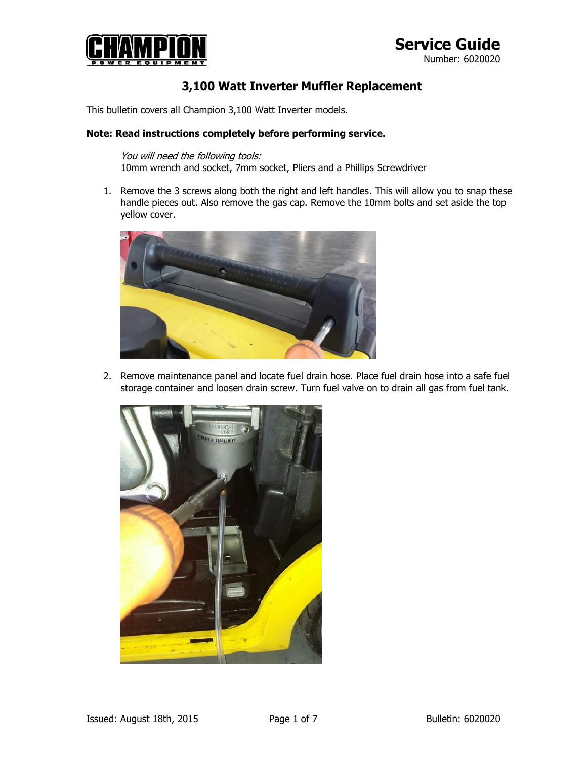# Service Guide

Number: 6020020

## 3,100 Watt Inverter Muffler Replacement

This bulletin covers all Champion 3,100 Watt Inverter models.

**Note: Read instructions completely before performing service.**

*You will need the following tools:*
10mm wrench and socket, 7mm socket, Pliers and a Phillips Screwdriver

1. Remove the 3 screws along both the right and left handles. This will allow you to snap these handle pieces out. Also remove the gas cap. Remove the 10mm bolts and set aside the top yellow cover.

2. Remove maintenance panel and locate fuel drain hose. Place fuel drain hose into a safe fuel storage container and loosen drain screw. Turn fuel valve on to drain all gas from fuel tank.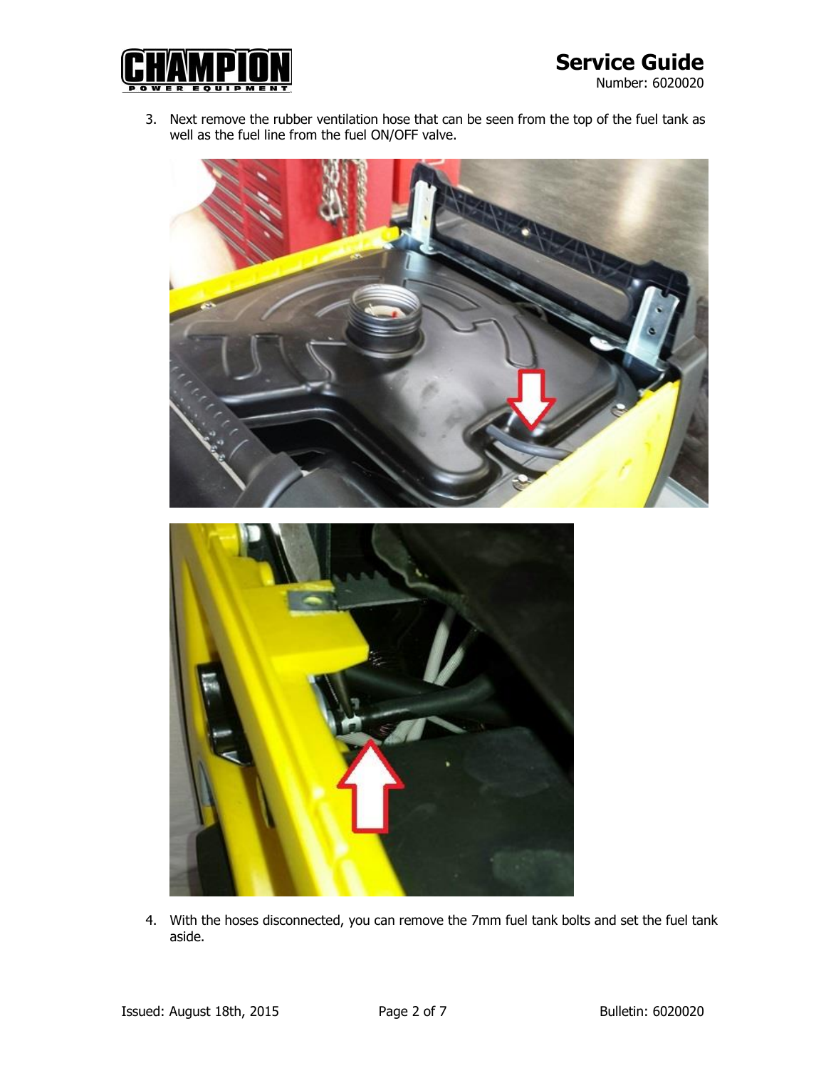3. Next remove the rubber ventilation hose that can be seen from the top of the fuel tank as well as the fuel line from the fuel ON/OFF valve.

4. With the hoses disconnected, you can remove the 7mm fuel tank bolts and set the fuel tank aside.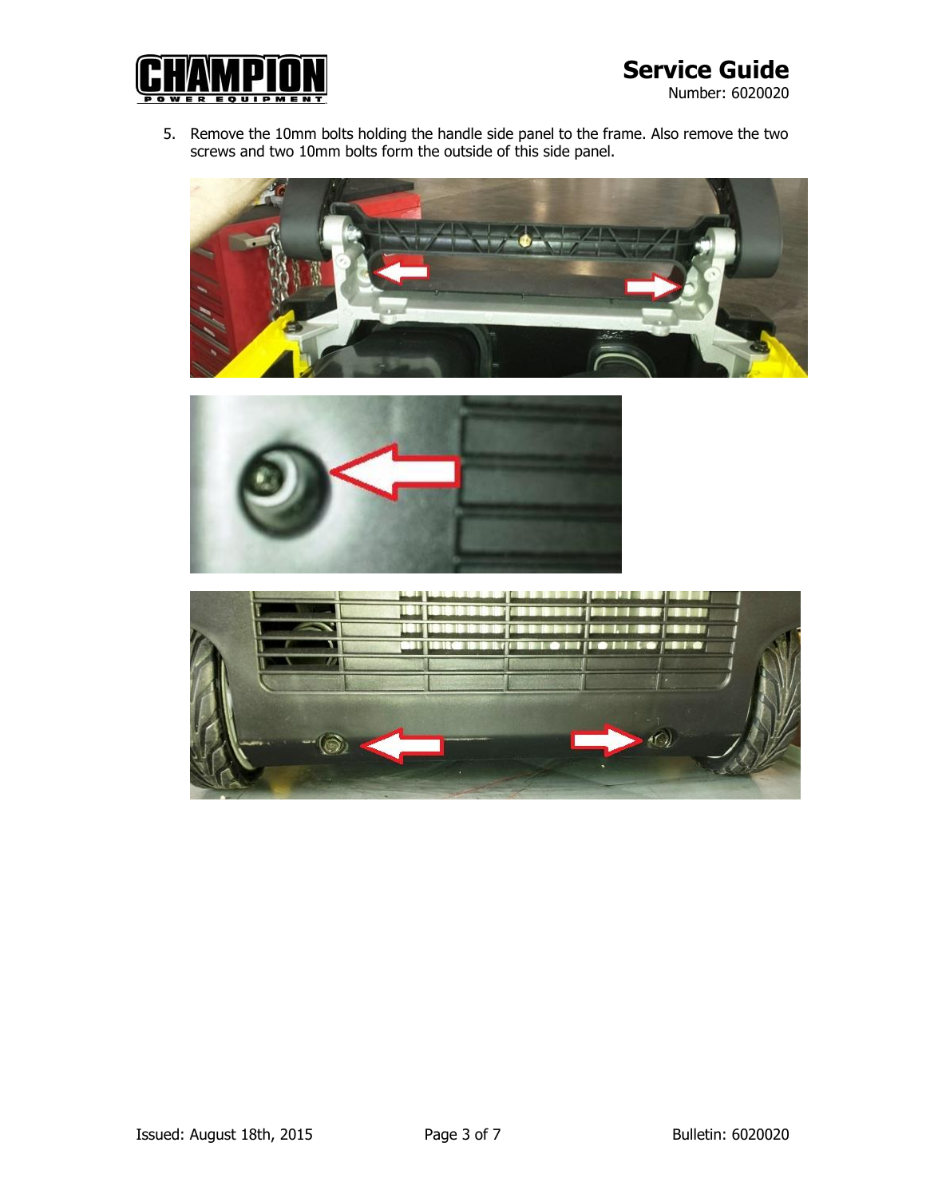5. Remove the 10mm bolts holding the handle side panel to the frame. Also remove the two screws and two 10mm bolts form the outside of this side panel.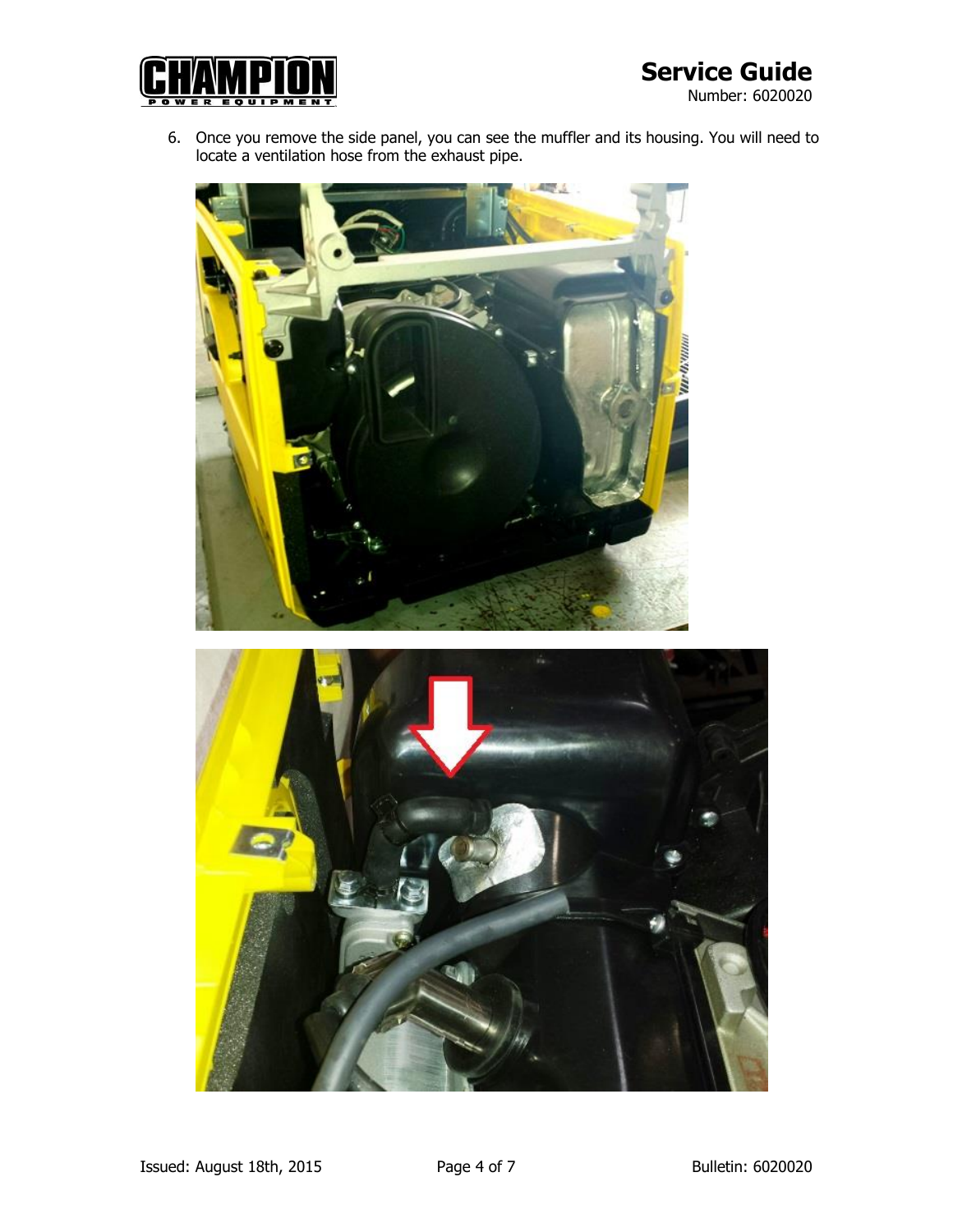6. Once you remove the side panel, you can see the muffler and its housing. You will need to locate a ventilation hose from the exhaust pipe.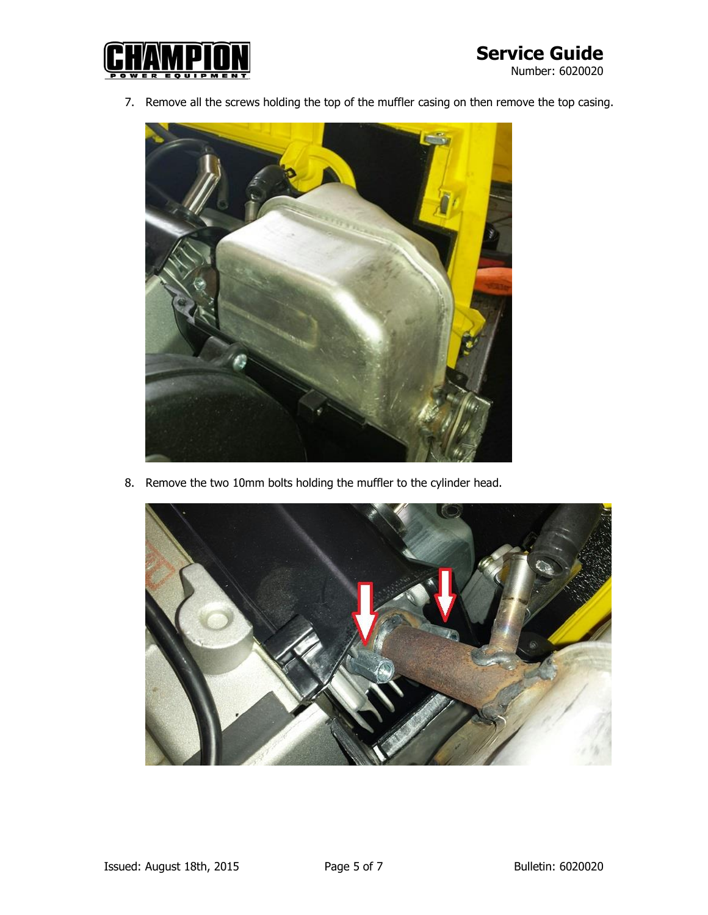7. Remove all the screws holding the top of the muffler casing on then remove the top casing.

8. Remove the two 10mm bolts holding the muffler to the cylinder head.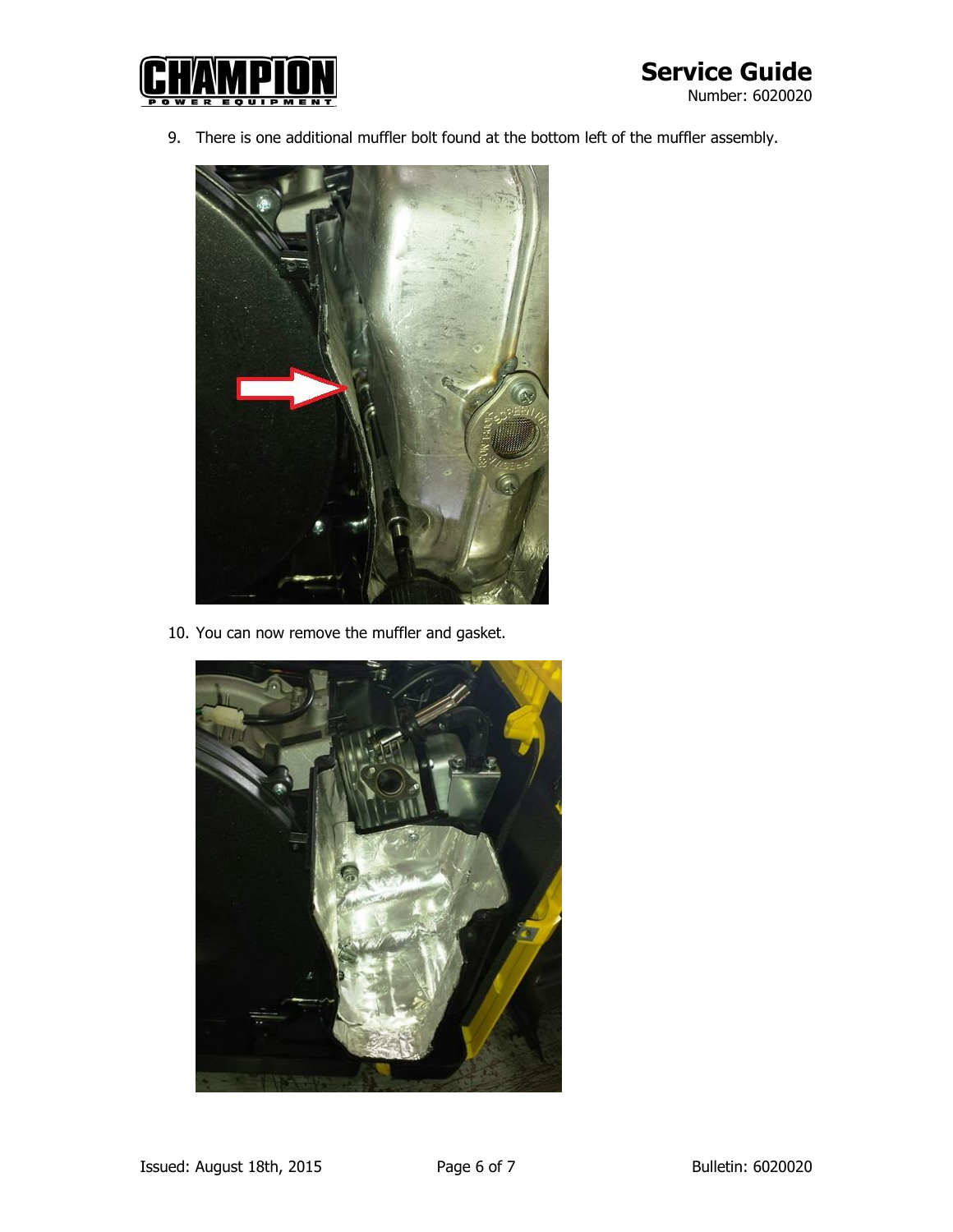9. There is one additional muffler bolt found at the bottom left of the muffler assembly.

10. You can now remove the muffler and gasket.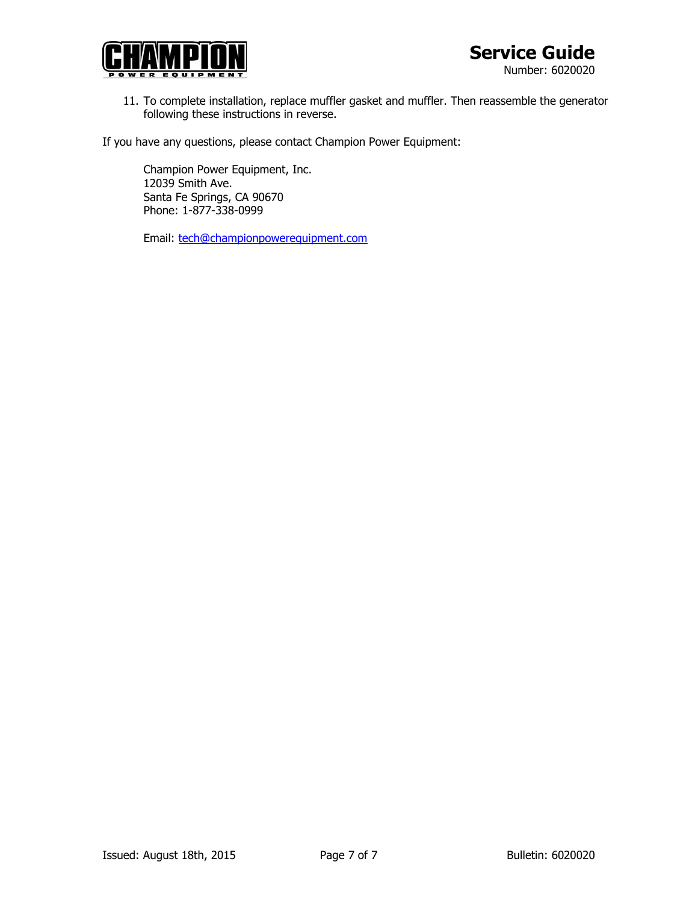11. To complete installation, replace muffler gasket and muffler. Then reassemble the generator following these instructions in reverse.

If you have any questions, please contact Champion Power Equipment:

Champion Power Equipment, Inc.
12039 Smith Ave.
Santa Fe Springs, CA 90670
Phone: 1-877-338-0999

Email: tech@championpowerequipment.com